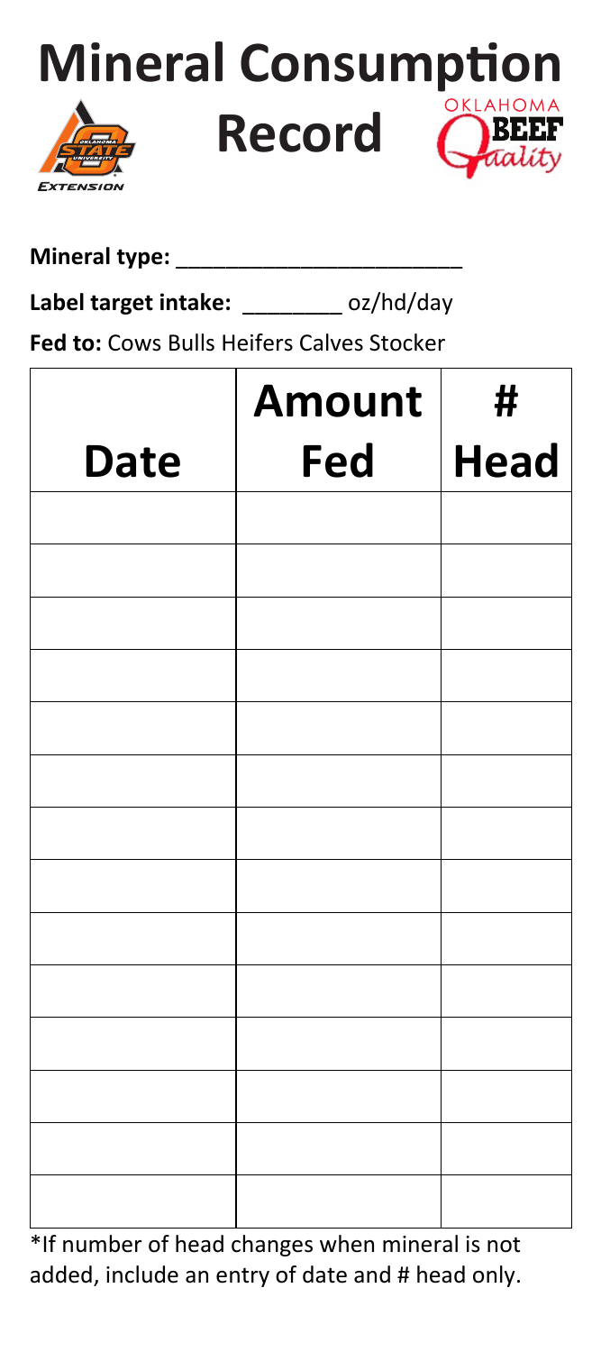# Mineral Consumption Record

**Mineral type:** ________________________

**Label target intake:** ________ oz/hd/day

**Fed to:** Cows Bulls Heifers Calves Stocker

| Date | Amount Fed | # Head |
|---|---|---|
| | | |
| | | |
| | | |
| | | |
| | | |
| | | |
| | | |
| | | |
| | | |
| | | |
| | | |
| | | |
| | | |
| | | |

*If number of head changes when mineral is not added, include an entry of date and # head only.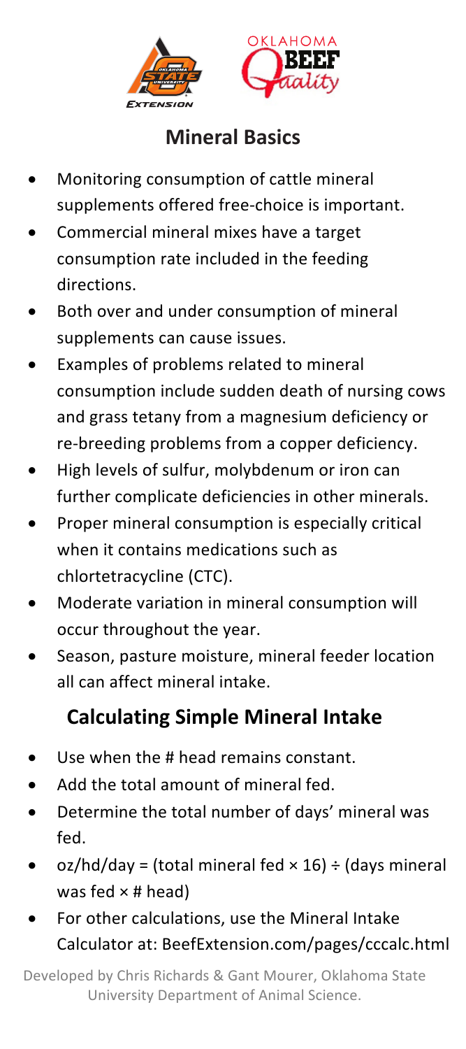## Mineral Basics

- Monitoring consumption of cattle mineral supplements offered free-choice is important.
- Commercial mineral mixes have a target consumption rate included in the feeding directions.
- Both over and under consumption of mineral supplements can cause issues.
- Examples of problems related to mineral consumption include sudden death of nursing cows and grass tetany from a magnesium deficiency or re-breeding problems from a copper deficiency.
- High levels of sulfur, molybdenum or iron can further complicate deficiencies in other minerals.
- Proper mineral consumption is especially critical when it contains medications such as chlortetracycline (CTC).
- Moderate variation in mineral consumption will occur throughout the year.
- Season, pasture moisture, mineral feeder location all can affect mineral intake.

## Calculating Simple Mineral Intake

- Use when the # head remains constant.
- Add the total amount of mineral fed.
- Determine the total number of days' mineral was fed.
- oz/hd/day = (total mineral fed × 16) ÷ (days mineral was fed × # head)
- For other calculations, use the Mineral Intake Calculator at: BeefExtension.com/pages/cccalc.html

Developed by Chris Richards & Gant Mourer, Oklahoma State University Department of Animal Science.